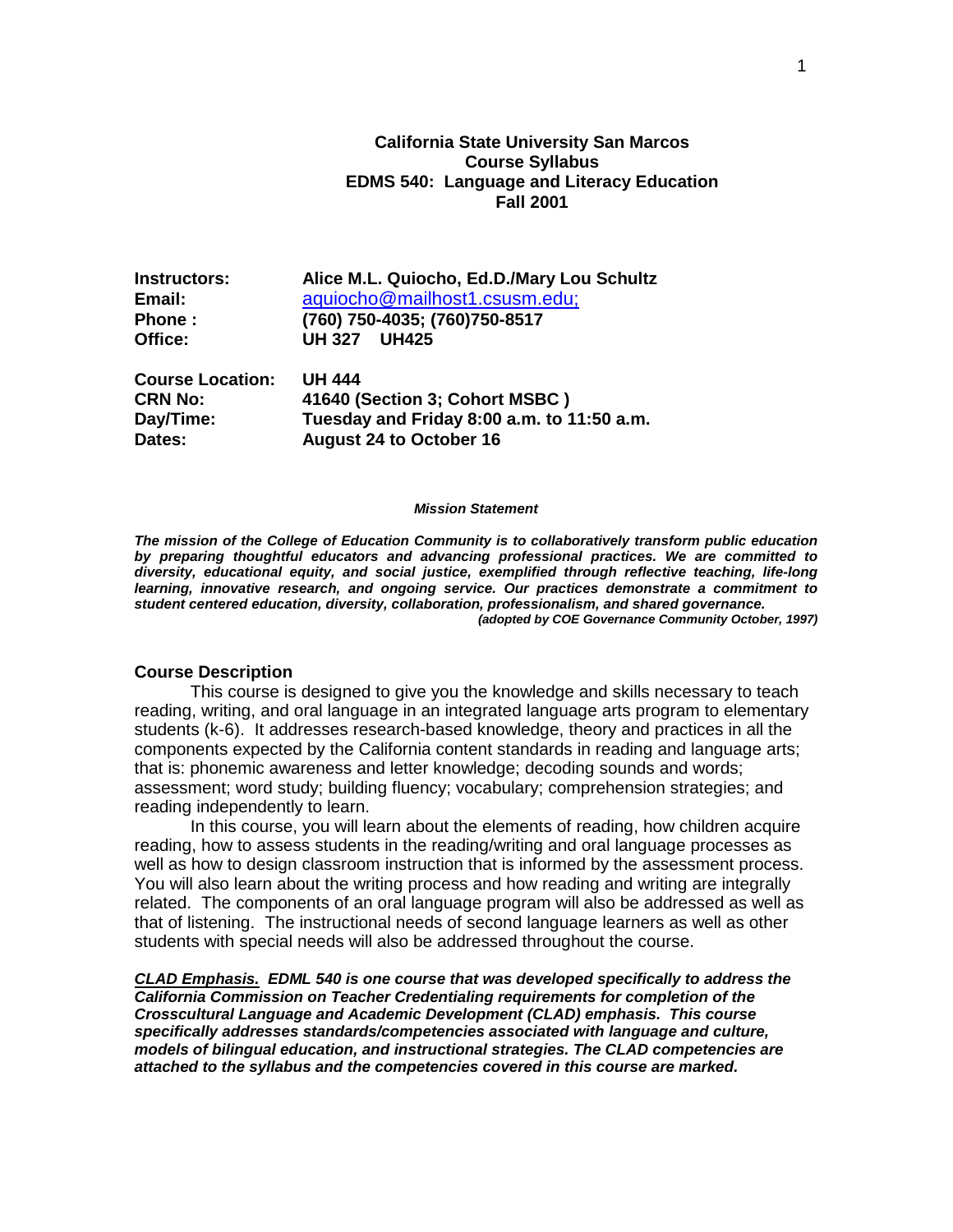# California State University San Marcos
## Course Syllabus
## EDMS 540: Language and Literacy Education
## Fall 2001

| | |
|---|---|
| **Instructors:** | **Alice M.L. Quiocho, Ed.D./Mary Lou Schultz** |
| **Email:** | aquiocho@mailhost1.csusm.edu; |
| **Phone :** | **(760) 750-4035; (760)750-8517** |
| **Office:** | **UH 327 UH425** |
| **Course Location:** | **UH 444** |
| **CRN No:** | **41640 (Section 3; Cohort MSBC )** |
| **Day/Time:** | **Tuesday and Friday 8:00 a.m. to 11:50 a.m.** |
| **Dates:** | **August 24 to October 16** |

***Mission Statement***

***The mission of the College of Education Community is to collaboratively transform public education by preparing thoughtful educators and advancing professional practices. We are committed to diversity, educational equity, and social justice, exemplified through reflective teaching, life-long learning, innovative research, and ongoing service. Our practices demonstrate a commitment to student centered education, diversity, collaboration, professionalism, and shared governance.***
***(adopted by COE Governance Community October, 1997)***

### Course Description

This course is designed to give you the knowledge and skills necessary to teach reading, writing, and oral language in an integrated language arts program to elementary students (k-6). It addresses research-based knowledge, theory and practices in all the components expected by the California content standards in reading and language arts; that is: phonemic awareness and letter knowledge; decoding sounds and words; assessment; word study; building fluency; vocabulary; comprehension strategies; and reading independently to learn.

In this course, you will learn about the elements of reading, how children acquire reading, how to assess students in the reading/writing and oral language processes as well as how to design classroom instruction that is informed by the assessment process. You will also learn about the writing process and how reading and writing are integrally related. The components of an oral language program will also be addressed as well as that of listening. The instructional needs of second language learners as well as other students with special needs will also be addressed throughout the course.

***CLAD Emphasis.* EDML 540 is one course that was developed specifically to address the California Commission on Teacher Credentialing requirements for completion of the Crosscultural Language and Academic Development (CLAD) emphasis. This course specifically addresses standards/competencies associated with language and culture, models of bilingual education, and instructional strategies. The CLAD competencies are attached to the syllabus and the competencies covered in this course are marked.**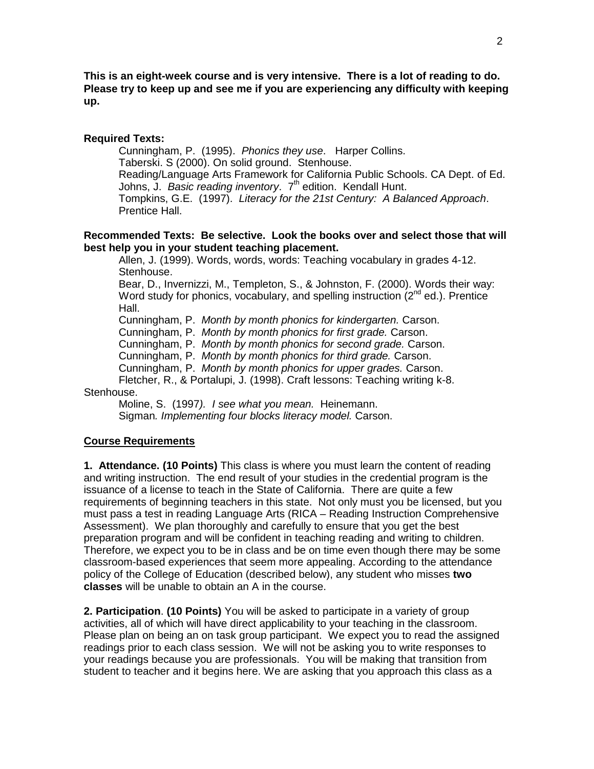**This is an eight-week course and is very intensive. There is a lot of reading to do. Please try to keep up and see me if you are experiencing any difficulty with keeping up.**

**Required Texts:**

Cunningham, P. (1995). *Phonics they use*. Harper Collins.
Taberski. S (2000). On solid ground. Stenhouse.
Reading/Language Arts Framework for California Public Schools. CA Dept. of Ed.
Johns, J. *Basic reading inventory*. 7th edition. Kendall Hunt.
Tompkins, G.E. (1997). *Literacy for the 21st Century: A Balanced Approach*. Prentice Hall.

**Recommended Texts: Be selective. Look the books over and select those that will best help you in your student teaching placement.**

Allen, J. (1999). Words, words, words: Teaching vocabulary in grades 4-12. Stenhouse.
Bear, D., Invernizzi, M., Templeton, S., & Johnston, F. (2000). Words their way: Word study for phonics, vocabulary, and spelling instruction (2nd ed.). Prentice Hall.
Cunningham, P. *Month by month phonics for kindergarten.* Carson.
Cunningham, P. *Month by month phonics for first grade.* Carson.
Cunningham, P. *Month by month phonics for second grade.* Carson.
Cunningham, P. *Month by month phonics for third grade.* Carson.
Cunningham, P. *Month by month phonics for upper grades.* Carson.
Fletcher, R., & Portalupi, J. (1998). Craft lessons: Teaching writing k-8. Stenhouse.
Moline, S. (1997*). I see what you mean.* Heinemann.
Sigman*. Implementing four blocks literacy model.* Carson.

## Course Requirements

**1. Attendance. (10 Points)** This class is where you must learn the content of reading and writing instruction. The end result of your studies in the credential program is the issuance of a license to teach in the State of California. There are quite a few requirements of beginning teachers in this state. Not only must you be licensed, but you must pass a test in reading Language Arts (RICA – Reading Instruction Comprehensive Assessment). We plan thoroughly and carefully to ensure that you get the best preparation program and will be confident in teaching reading and writing to children. Therefore, we expect you to be in class and be on time even though there may be some classroom-based experiences that seem more appealing. According to the attendance policy of the College of Education (described below), any student who misses **two classes** will be unable to obtain an A in the course.

**2. Participation**. **(10 Points)** You will be asked to participate in a variety of group activities, all of which will have direct applicability to your teaching in the classroom. Please plan on being an on task group participant. We expect you to read the assigned readings prior to each class session. We will not be asking you to write responses to your readings because you are professionals. You will be making that transition from student to teacher and it begins here. We are asking that you approach this class as a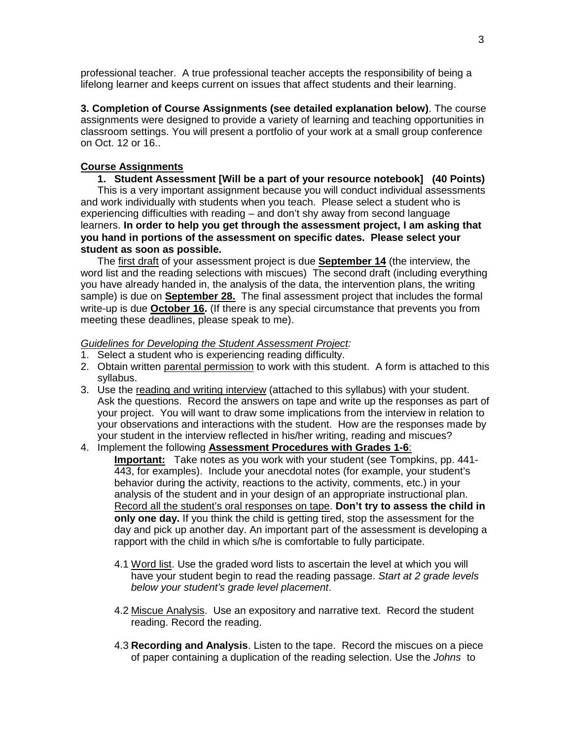professional teacher. A true professional teacher accepts the responsibility of being a lifelong learner and keeps current on issues that affect students and their learning.

**3. Completion of Course Assignments (see detailed explanation below)**. The course assignments were designed to provide a variety of learning and teaching opportunities in classroom settings. You will present a portfolio of your work at a small group conference on Oct. 12 or 16..

**Course Assignments**

**1. Student Assessment [Will be a part of your resource notebook] (40 Points)**

This is a very important assignment because you will conduct individual assessments and work individually with students when you teach. Please select a student who is experiencing difficulties with reading – and don't shy away from second language learners. **In order to help you get through the assessment project, I am asking that you hand in portions of the assessment on specific dates. Please select your student as soon as possible.**

The first draft of your assessment project is due **September 14** (the interview, the word list and the reading selections with miscues) The second draft (including everything you have already handed in, the analysis of the data, the intervention plans, the writing sample) is due on **September 28.** The final assessment project that includes the formal write-up is due **October 16.** (If there is any special circumstance that prevents you from meeting these deadlines, please speak to me).

*Guidelines for Developing the Student Assessment Project:*

1. Select a student who is experiencing reading difficulty.
2. Obtain written parental permission to work with this student. A form is attached to this syllabus.
3. Use the reading and writing interview (attached to this syllabus) with your student. Ask the questions. Record the answers on tape and write up the responses as part of your project. You will want to draw some implications from the interview in relation to your observations and interactions with the student. How are the responses made by your student in the interview reflected in his/her writing, reading and miscues?
4. Implement the following **Assessment Procedures with Grades 1-6**:

   **Important:** Take notes as you work with your student (see Tompkins, pp. 441-443, for examples). Include your anecdotal notes (for example, your student's behavior during the activity, reactions to the activity, comments, etc.) in your analysis of the student and in your design of an appropriate instructional plan. Record all the student's oral responses on tape. **Don't try to assess the child in only one day.** If you think the child is getting tired, stop the assessment for the day and pick up another day. An important part of the assessment is developing a rapport with the child in which s/he is comfortable to fully participate.

   4.1 Word list. Use the graded word lists to ascertain the level at which you will have your student begin to read the reading passage. *Start at 2 grade levels below your student's grade level placement*.

   4.2 Miscue Analysis. Use an expository and narrative text. Record the student reading. Record the reading.

   4.3 **Recording and Analysis**. Listen to the tape. Record the miscues on a piece of paper containing a duplication of the reading selection. Use the *Johns* to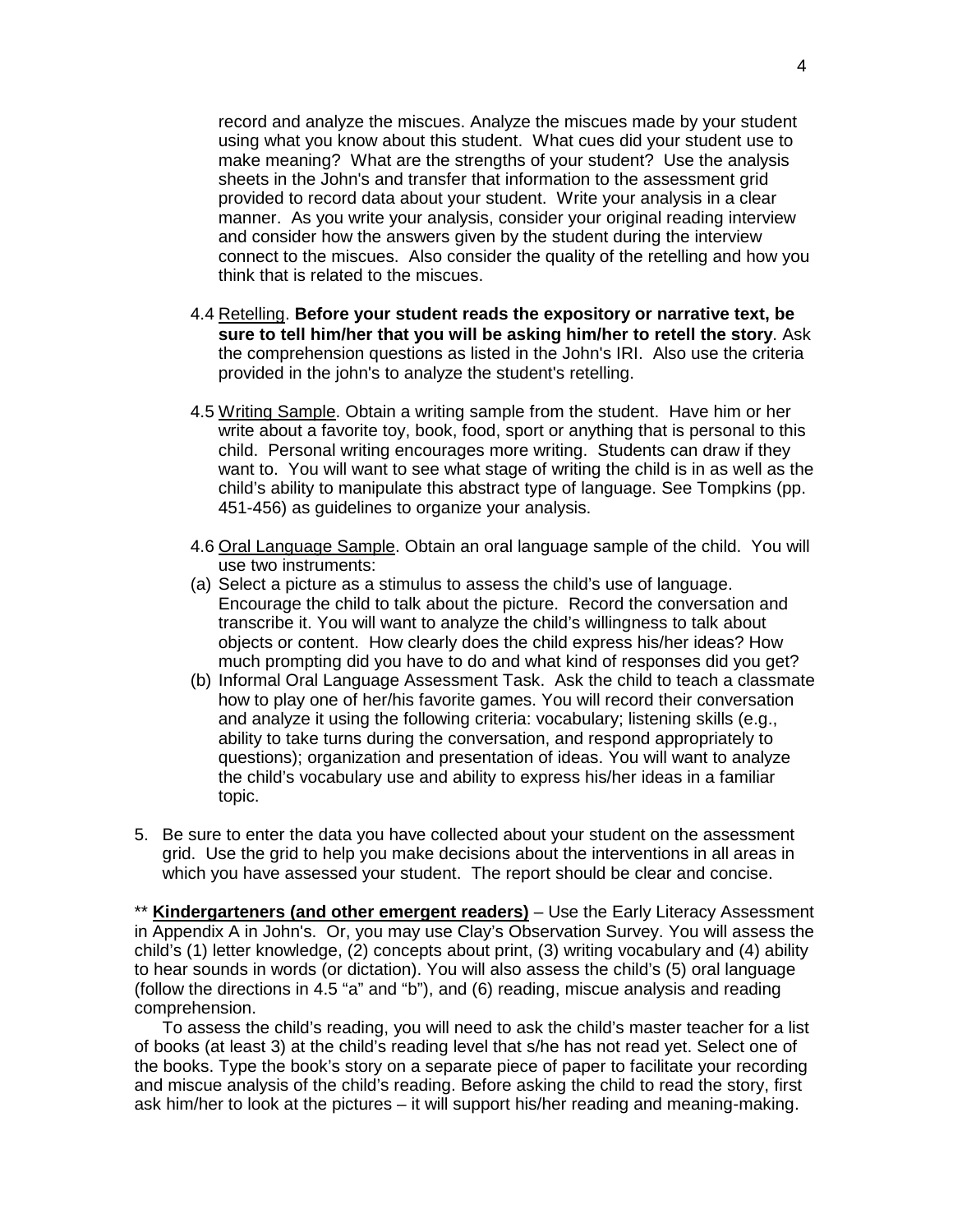record and analyze the miscues. Analyze the miscues made by your student using what you know about this student. What cues did your student use to make meaning? What are the strengths of your student? Use the analysis sheets in the John's and transfer that information to the assessment grid provided to record data about your student. Write your analysis in a clear manner. As you write your analysis, consider your original reading interview and consider how the answers given by the student during the interview connect to the miscues. Also consider the quality of the retelling and how you think that is related to the miscues.

4.4 <u>Retelling</u>. **Before your student reads the expository or narrative text, be sure to tell him/her that you will be asking him/her to retell the story**. Ask the comprehension questions as listed in the John's IRI. Also use the criteria provided in the john's to analyze the student's retelling.

4.5 <u>Writing Sample</u>. Obtain a writing sample from the student. Have him or her write about a favorite toy, book, food, sport or anything that is personal to this child. Personal writing encourages more writing. Students can draw if they want to. You will want to see what stage of writing the child is in as well as the child's ability to manipulate this abstract type of language. See Tompkins (pp. 451-456) as guidelines to organize your analysis.

4.6 <u>Oral Language Sample</u>. Obtain an oral language sample of the child. You will use two instruments:

(a) Select a picture as a stimulus to assess the child's use of language. Encourage the child to talk about the picture. Record the conversation and transcribe it. You will want to analyze the child's willingness to talk about objects or content. How clearly does the child express his/her ideas? How much prompting did you have to do and what kind of responses did you get?

(b) Informal Oral Language Assessment Task. Ask the child to teach a classmate how to play one of her/his favorite games. You will record their conversation and analyze it using the following criteria: vocabulary; listening skills (e.g., ability to take turns during the conversation, and respond appropriately to questions); organization and presentation of ideas. You will want to analyze the child's vocabulary use and ability to express his/her ideas in a familiar topic.

5. Be sure to enter the data you have collected about your student on the assessment grid. Use the grid to help you make decisions about the interventions in all areas in which you have assessed your student. The report should be clear and concise.

** **<u>Kindergarteners (and other emergent readers)</u>** – Use the Early Literacy Assessment in Appendix A in John's. Or, you may use Clay's Observation Survey. You will assess the child's (1) letter knowledge, (2) concepts about print, (3) writing vocabulary and (4) ability to hear sounds in words (or dictation). You will also assess the child's (5) oral language (follow the directions in 4.5 "a" and "b"), and (6) reading, miscue analysis and reading comprehension.

To assess the child's reading, you will need to ask the child's master teacher for a list of books (at least 3) at the child's reading level that s/he has not read yet. Select one of the books. Type the book's story on a separate piece of paper to facilitate your recording and miscue analysis of the child's reading. Before asking the child to read the story, first ask him/her to look at the pictures – it will support his/her reading and meaning-making.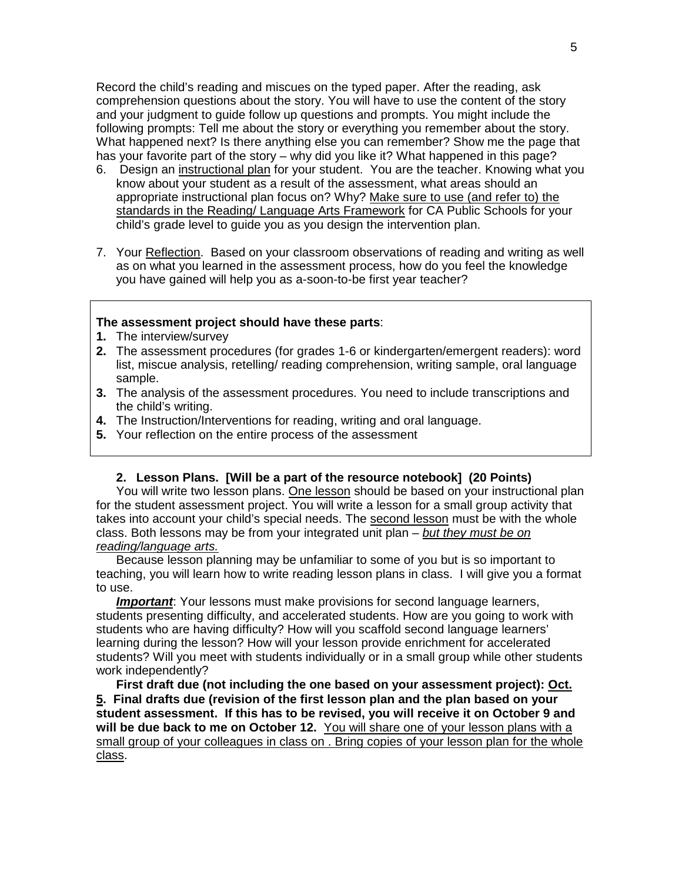Record the child's reading and miscues on the typed paper. After the reading, ask comprehension questions about the story. You will have to use the content of the story and your judgment to guide follow up questions and prompts. You might include the following prompts: Tell me about the story or everything you remember about the story. What happened next? Is there anything else you can remember? Show me the page that has your favorite part of the story – why did you like it? What happened in this page?

6. Design an instructional plan for your student. You are the teacher. Knowing what you know about your student as a result of the assessment, what areas should an appropriate instructional plan focus on? Why? Make sure to use (and refer to) the standards in the Reading/ Language Arts Framework for CA Public Schools for your child's grade level to guide you as you design the intervention plan.

7. Your Reflection. Based on your classroom observations of reading and writing as well as on what you learned in the assessment process, how do you feel the knowledge you have gained will help you as a-soon-to-be first year teacher?

**The assessment project should have these parts**:

1. The interview/survey
2. The assessment procedures (for grades 1-6 or kindergarten/emergent readers): word list, miscue analysis, retelling/ reading comprehension, writing sample, oral language sample.
3. The analysis of the assessment procedures. You need to include transcriptions and the child's writing.
4. The Instruction/Interventions for reading, writing and oral language.
5. Your reflection on the entire process of the assessment

### 2. Lesson Plans. [Will be a part of the resource notebook] (20 Points)

You will write two lesson plans. One lesson should be based on your instructional plan for the student assessment project. You will write a lesson for a small group activity that takes into account your child's special needs. The second lesson must be with the whole class. Both lessons may be from your integrated unit plan – *but they must be on reading/language arts.*

Because lesson planning may be unfamiliar to some of you but is so important to teaching, you will learn how to write reading lesson plans in class. I will give you a format to use.

***Important***: Your lessons must make provisions for second language learners, students presenting difficulty, and accelerated students. How are you going to work with students who are having difficulty? How will you scaffold second language learners' learning during the lesson? How will your lesson provide enrichment for accelerated students? Will you meet with students individually or in a small group while other students work independently?

**First draft due (not including the one based on your assessment project): Oct. 5. Final drafts due (revision of the first lesson plan and the plan based on your student assessment. If this has to be revised, you will receive it on October 9 and will be due back to me on October 12.** You will share one of your lesson plans with a small group of your colleagues in class on . Bring copies of your lesson plan for the whole class.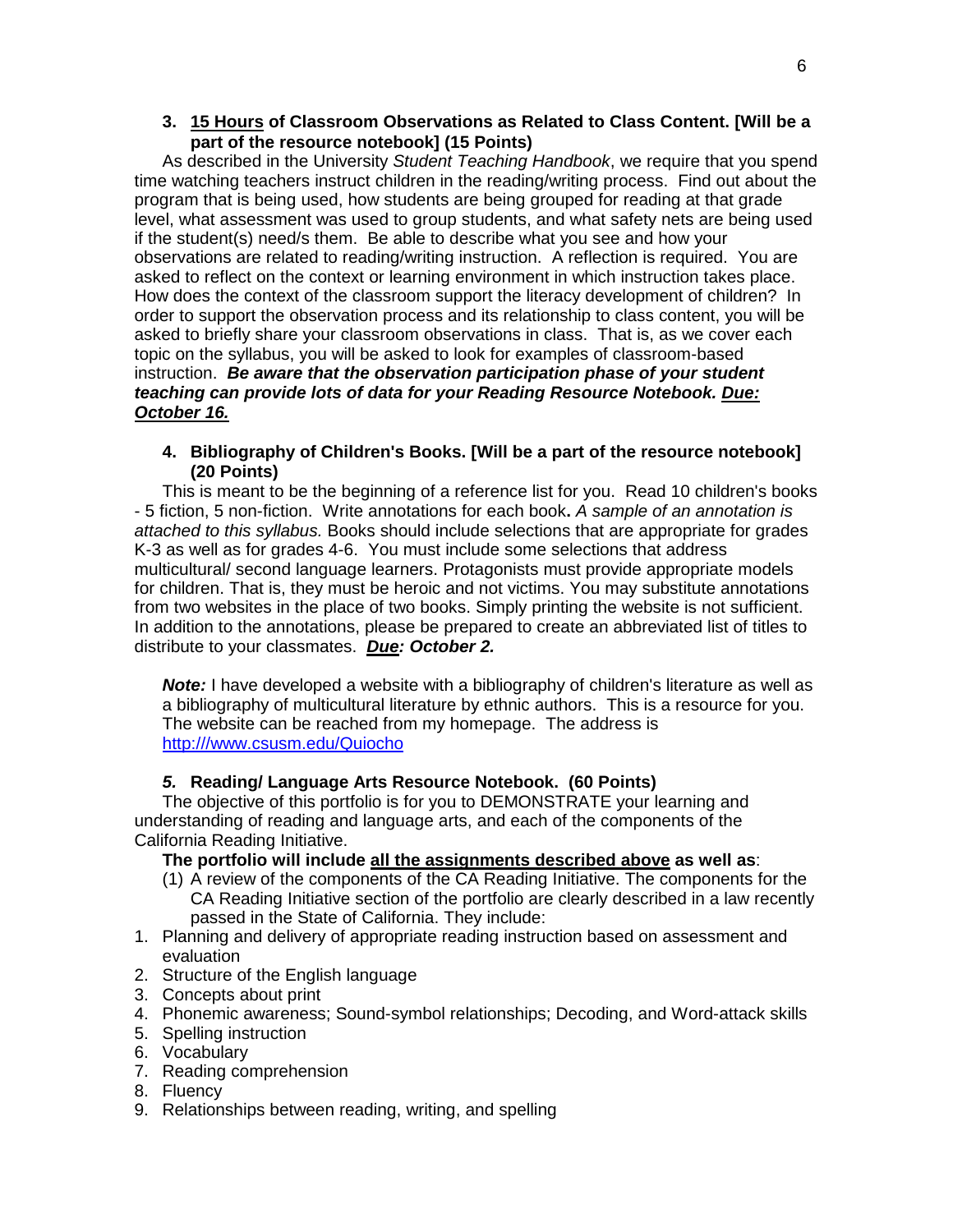3. **<u>15 Hours</u> of Classroom Observations as Related to Class Content. [Will be a part of the resource notebook] (15 Points)**

As described in the University *Student Teaching Handbook*, we require that you spend time watching teachers instruct children in the reading/writing process. Find out about the program that is being used, how students are being grouped for reading at that grade level, what assessment was used to group students, and what safety nets are being used if the student(s) need/s them. Be able to describe what you see and how your observations are related to reading/writing instruction. A reflection is required. You are asked to reflect on the context or learning environment in which instruction takes place. How does the context of the classroom support the literacy development of children? In order to support the observation process and its relationship to class content, you will be asked to briefly share your classroom observations in class. That is, as we cover each topic on the syllabus, you will be asked to look for examples of classroom-based instruction. ***Be aware that the observation participation phase of your student teaching can provide lots of data for your Reading Resource Notebook. <u>Due:</u> <u>October 16.</u>***

4. **Bibliography of Children's Books. [Will be a part of the resource notebook] (20 Points)**

This is meant to be the beginning of a reference list for you. Read 10 children's books - 5 fiction, 5 non-fiction. Write annotations for each book**.** *A sample of an annotation is attached to this syllabus.* Books should include selections that are appropriate for grades K-3 as well as for grades 4-6. You must include some selections that address multicultural/ second language learners. Protagonists must provide appropriate models for children. That is, they must be heroic and not victims. You may substitute annotations from two websites in the place of two books. Simply printing the website is not sufficient. In addition to the annotations, please be prepared to create an abbreviated list of titles to distribute to your classmates. ***<u>Due</u>: October 2.***

***Note:*** I have developed a website with a bibliography of children's literature as well as a bibliography of multicultural literature by ethnic authors. This is a resource for you. The website can be reached from my homepage. The address is http:///www.csusm.edu/Quiocho

5. **Reading/ Language Arts Resource Notebook. (60 Points)**

The objective of this portfolio is for you to DEMONSTRATE your learning and understanding of reading and language arts, and each of the components of the California Reading Initiative.

**The portfolio will include <u>all the assignments described above</u> as well as**:

(1) A review of the components of the CA Reading Initiative. The components for the CA Reading Initiative section of the portfolio are clearly described in a law recently passed in the State of California. They include:

1. Planning and delivery of appropriate reading instruction based on assessment and evaluation
2. Structure of the English language
3. Concepts about print
4. Phonemic awareness; Sound-symbol relationships; Decoding, and Word-attack skills
5. Spelling instruction
6. Vocabulary
7. Reading comprehension
8. Fluency
9. Relationships between reading, writing, and spelling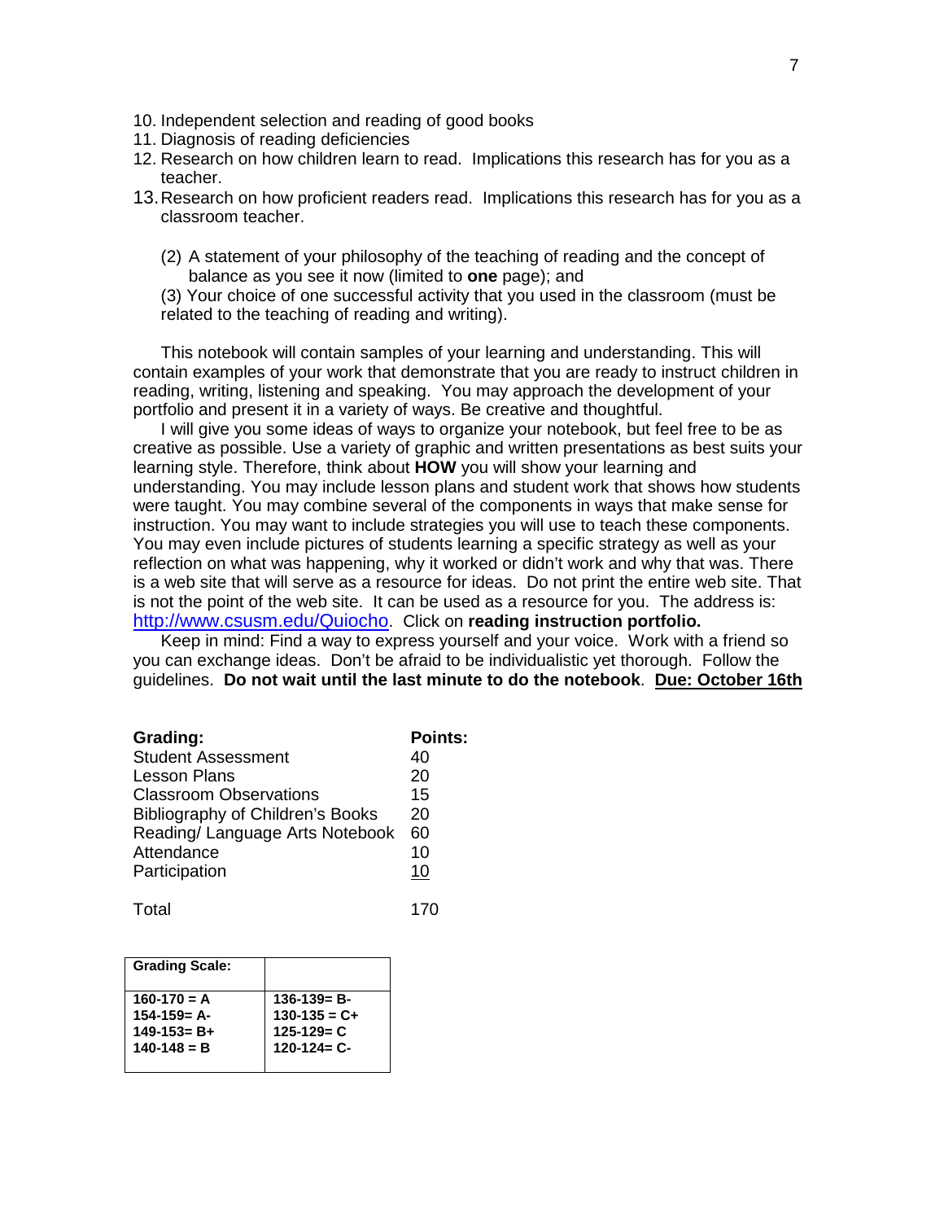10. Independent selection and reading of good books
11. Diagnosis of reading deficiencies
12. Research on how children learn to read. Implications this research has for you as a teacher.
13. Research on how proficient readers read. Implications this research has for you as a classroom teacher.

(2) A statement of your philosophy of the teaching of reading and the concept of balance as you see it now (limited to **one** page); and

(3) Your choice of one successful activity that you used in the classroom (must be related to the teaching of reading and writing).

This notebook will contain samples of your learning and understanding. This will contain examples of your work that demonstrate that you are ready to instruct children in reading, writing, listening and speaking. You may approach the development of your portfolio and present it in a variety of ways. Be creative and thoughtful.

I will give you some ideas of ways to organize your notebook, but feel free to be as creative as possible. Use a variety of graphic and written presentations as best suits your learning style. Therefore, think about **HOW** you will show your learning and understanding. You may include lesson plans and student work that shows how students were taught. You may combine several of the components in ways that make sense for instruction. You may want to include strategies you will use to teach these components. You may even include pictures of students learning a specific strategy as well as your reflection on what was happening, why it worked or didn't work and why that was. There is a web site that will serve as a resource for ideas. Do not print the entire web site. That is not the point of the web site. It can be used as a resource for you. The address is: http://www.csusm.edu/Quiocho. Click on **reading instruction portfolio.**

Keep in mind: Find a way to express yourself and your voice. Work with a friend so you can exchange ideas. Don't be afraid to be individualistic yet thorough. Follow the guidelines. **Do not wait until the last minute to do the notebook**. **Due: October 16th**

| **Grading:** | **Points:** |
|---|---|
| Student Assessment | 40 |
| Lesson Plans | 20 |
| Classroom Observations | 15 |
| Bibliography of Children's Books | 20 |
| Reading/ Language Arts Notebook | 60 |
| Attendance | 10 |
| Participation | 10 |
| Total | 170 |

| **Grading Scale:** | |
|---|---|
| **160-170 = A** | **136-139= B-** |
| **154-159= A-** | **130-135 = C+** |
| **149-153= B+** | **125-129= C** |
| **140-148 = B** | **120-124= C-** |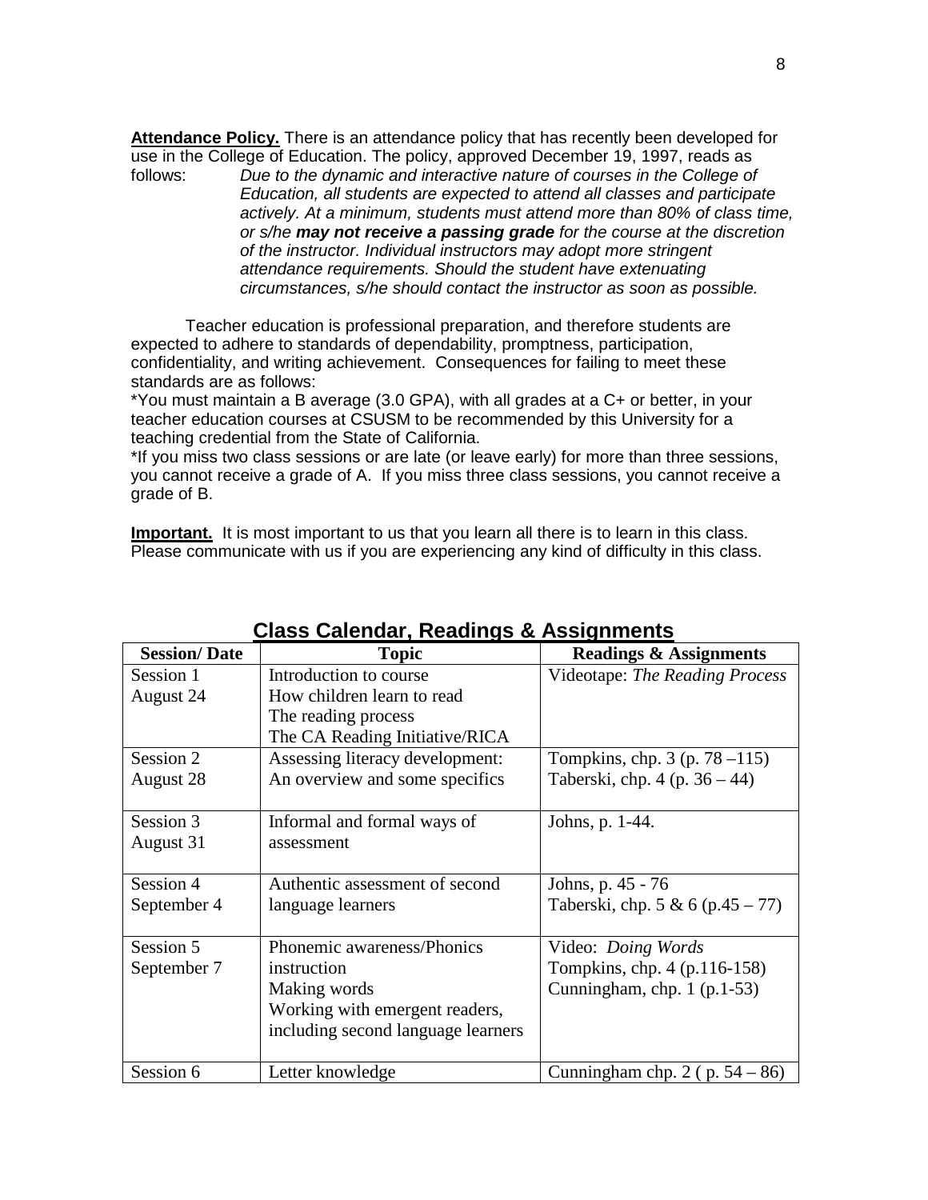**Attendance Policy.** There is an attendance policy that has recently been developed for use in the College of Education. The policy, approved December 19, 1997, reads as follows: *Due to the dynamic and interactive nature of courses in the College of Education, all students are expected to attend all classes and participate actively. At a minimum, students must attend more than 80% of class time, or s/he* ***may not receive a passing grade*** *for the course at the discretion of the instructor. Individual instructors may adopt more stringent attendance requirements. Should the student have extenuating circumstances, s/he should contact the instructor as soon as possible.*

Teacher education is professional preparation, and therefore students are expected to adhere to standards of dependability, promptness, participation, confidentiality, and writing achievement. Consequences for failing to meet these standards are as follows:

*You must maintain a B average (3.0 GPA), with all grades at a C+ or better, in your teacher education courses at CSUSM to be recommended by this University for a teaching credential from the State of California.

*If you miss two class sessions or are late (or leave early) for more than three sessions, you cannot receive a grade of A. If you miss three class sessions, you cannot receive a grade of B.

**Important.** It is most important to us that you learn all there is to learn in this class. Please communicate with us if you are experiencing any kind of difficulty in this class.

## Class Calendar, Readings & Assignments

| Session/ Date | Topic | Readings & Assignments |
|---|---|---|
| Session 1<br>August 24 | Introduction to course<br>How children learn to read<br>The reading process<br>The CA Reading Initiative/RICA | Videotape: *The Reading Process* |
| Session 2<br>August 28 | Assessing literacy development:<br>An overview and some specifics | Tompkins, chp. 3 (p. 78 –115)<br>Taberski, chp. 4 (p. 36 – 44) |
| Session 3<br>August 31 | Informal and formal ways of assessment | Johns, p. 1-44. |
| Session 4<br>September 4 | Authentic assessment of second language learners | Johns, p. 45 - 76<br>Taberski, chp. 5 & 6 (p.45 – 77) |
| Session 5<br>September 7 | Phonemic awareness/Phonics instruction<br>Making words<br>Working with emergent readers, including second language learners | Video: *Doing Words*<br>Tompkins, chp. 4 (p.116-158)<br>Cunningham, chp. 1 (p.1-53) |
| Session 6 | Letter knowledge | Cunningham chp. 2 ( p. 54 – 86) |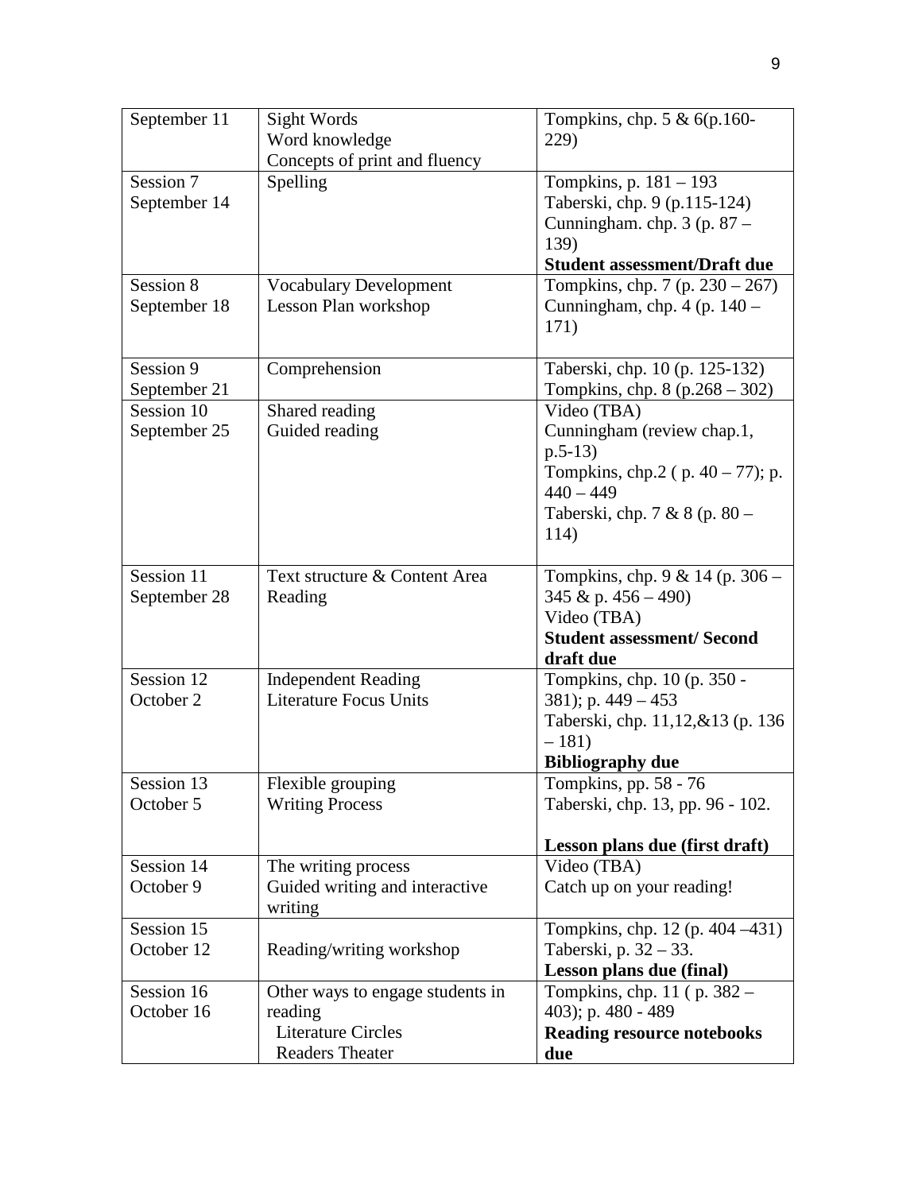| September 11 | Sight Words<br>Word knowledge<br>Concepts of print and fluency | Tompkins, chp. 5 & 6(p.160-229) |
|---|---|---|
| Session 7<br>September 14 | Spelling | Tompkins, p. 181 – 193<br>Taberski, chp. 9 (p.115-124)<br>Cunningham. chp. 3 (p. 87 – 139)<br>**Student assessment/Draft due** |
| Session 8<br>September 18 | Vocabulary Development<br>Lesson Plan workshop | Tompkins, chp. 7 (p. 230 – 267)<br>Cunningham, chp. 4 (p. 140 – 171) |
| Session 9<br>September 21 | Comprehension | Taberski, chp. 10 (p. 125-132)<br>Tompkins, chp. 8 (p.268 – 302) |
| Session 10<br>September 25 | Shared reading<br>Guided reading | Video (TBA)<br>Cunningham (review chap.1, p.5-13)<br>Tompkins, chp.2 ( p. 40 – 77); p. 440 – 449<br>Taberski, chp. 7 & 8 (p. 80 – 114) |
| Session 11<br>September 28 | Text structure & Content Area Reading | Tompkins, chp. 9 & 14 (p. 306 – 345 & p. 456 – 490)<br>Video (TBA)<br>**Student assessment/ Second draft due** |
| Session 12<br>October 2 | Independent Reading<br>Literature Focus Units | Tompkins, chp. 10 (p. 350 - 381); p. 449 – 453<br>Taberski, chp. 11,12,&13 (p. 136 – 181)<br>**Bibliography due** |
| Session 13<br>October 5 | Flexible grouping<br>Writing Process | Tompkins, pp. 58 - 76<br>Taberski, chp. 13, pp. 96 - 102.<br><br>**Lesson plans due (first draft)** |
| Session 14<br>October 9 | The writing process<br>Guided writing and interactive writing | Video (TBA)<br>Catch up on your reading! |
| Session 15<br>October 12 | Reading/writing workshop | Tompkins, chp. 12 (p. 404 –431)<br>Taberski, p. 32 – 33.<br>**Lesson plans due (final)** |
| Session 16<br>October 16 | Other ways to engage students in reading<br>Literature Circles<br>Readers Theater | Tompkins, chp. 11 ( p. 382 – 403); p. 480 - 489<br>**Reading resource notebooks due** |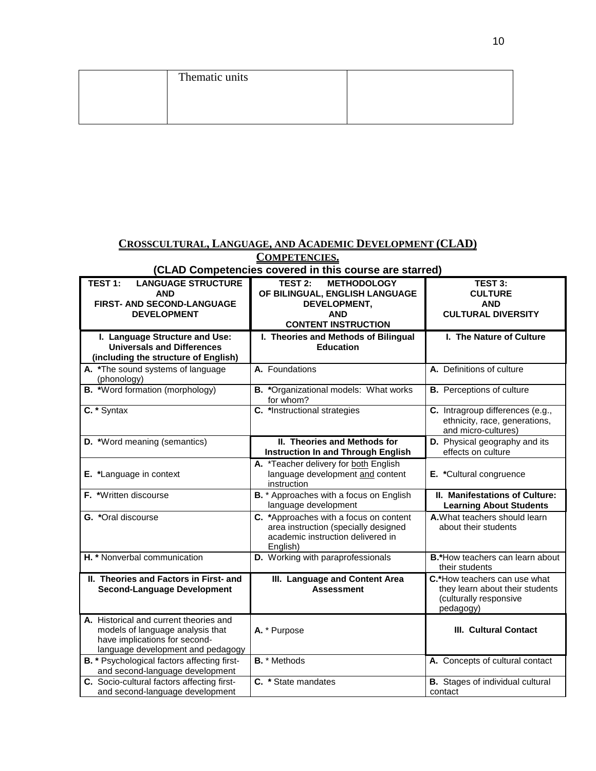| | Thematic units | |
|---|---|---|

## CROSSCULTURAL, LANGUAGE, AND ACADEMIC DEVELOPMENT (CLAD) COMPETENCIES.

**(CLAD Competencies covered in this course are starred)**

| **TEST 1: LANGUAGE STRUCTURE AND FIRST- AND SECOND-LANGUAGE DEVELOPMENT** | **TEST 2: METHODOLOGY OF BILINGUAL, ENGLISH LANGUAGE DEVELOPMENT, AND CONTENT INSTRUCTION** | **TEST 3: CULTURE AND CULTURAL DIVERSITY** |
|---|---|---|
| **I. Language Structure and Use: Universals and Differences (including the structure of English)** | **I. Theories and Methods of Bilingual Education** | **I. The Nature of Culture** |
| **A.** *The sound systems of language (phonology) | **A.** Foundations | **A.** Definitions of culture |
| **B.** *Word formation (morphology) | **B.** *Organizational models: What works for whom? | **B.** Perceptions of culture |
| **C.** * Syntax | **C.** *Instructional strategies | **C.** Intragroup differences (e.g., ethnicity, race, generations, and micro-cultures) |
| **D.** *Word meaning (semantics) | **II. Theories and Methods for Instruction In and Through English** | **D.** Physical geography and its effects on culture |
| **E.** *Language in context | **A.** *Teacher delivery for both English language development and content instruction | **E.** *Cultural congruence |
| **F.** *Written discourse | **B.** * Approaches with a focus on English language development | **II. Manifestations of Culture: Learning About Students** |
| **G.** *Oral discourse | **C.** *Approaches with a focus on content area instruction (specially designed academic instruction delivered in English) | **A.** What teachers should learn about their students |
| **H.** * Nonverbal communication | **D.** Working with paraprofessionals | **B.***How teachers can learn about their students |
| **II. Theories and Factors in First- and Second-Language Development** | **III. Language and Content Area Assessment** | **C.***How teachers can use what they learn about their students (culturally responsive pedagogy) |
| **A.** Historical and current theories and models of language analysis that have implications for second-language development and pedagogy | **A.** * Purpose | **III. Cultural Contact** |
| **B.** * Psychological factors affecting first- and second-language development | **B.** * Methods | **A.** Concepts of cultural contact |
| **C.** Socio-cultural factors affecting first- and second-language development | **C.** * State mandates | **B.** Stages of individual cultural contact |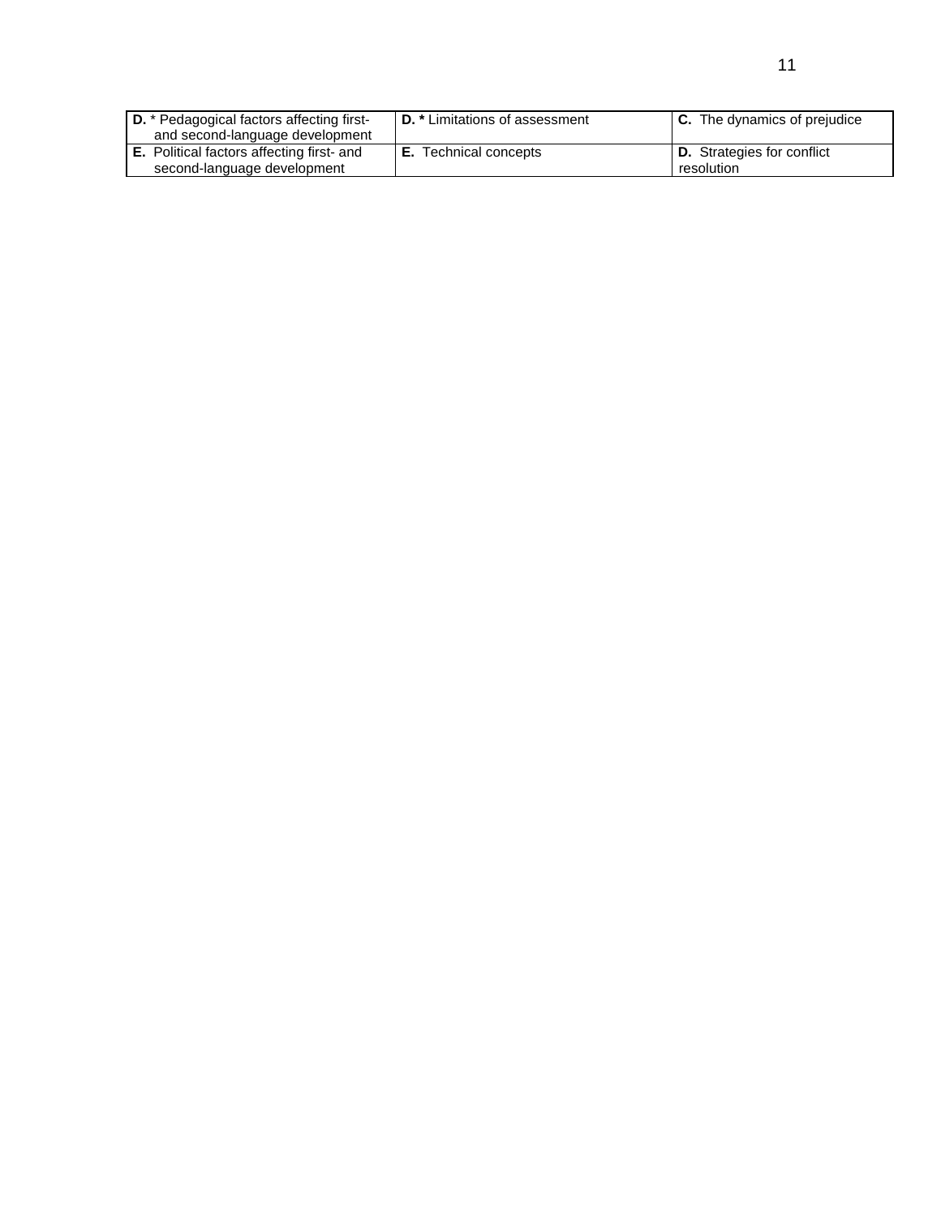| | | |
|---|---|---|
| **D.** * Pedagogical factors affecting first- and second-language development | **D. *** Limitations of assessment | **C.** The dynamics of prejudice |
| **E.** Political factors affecting first- and second-language development | **E.** Technical concepts | **D.** Strategies for conflict resolution |